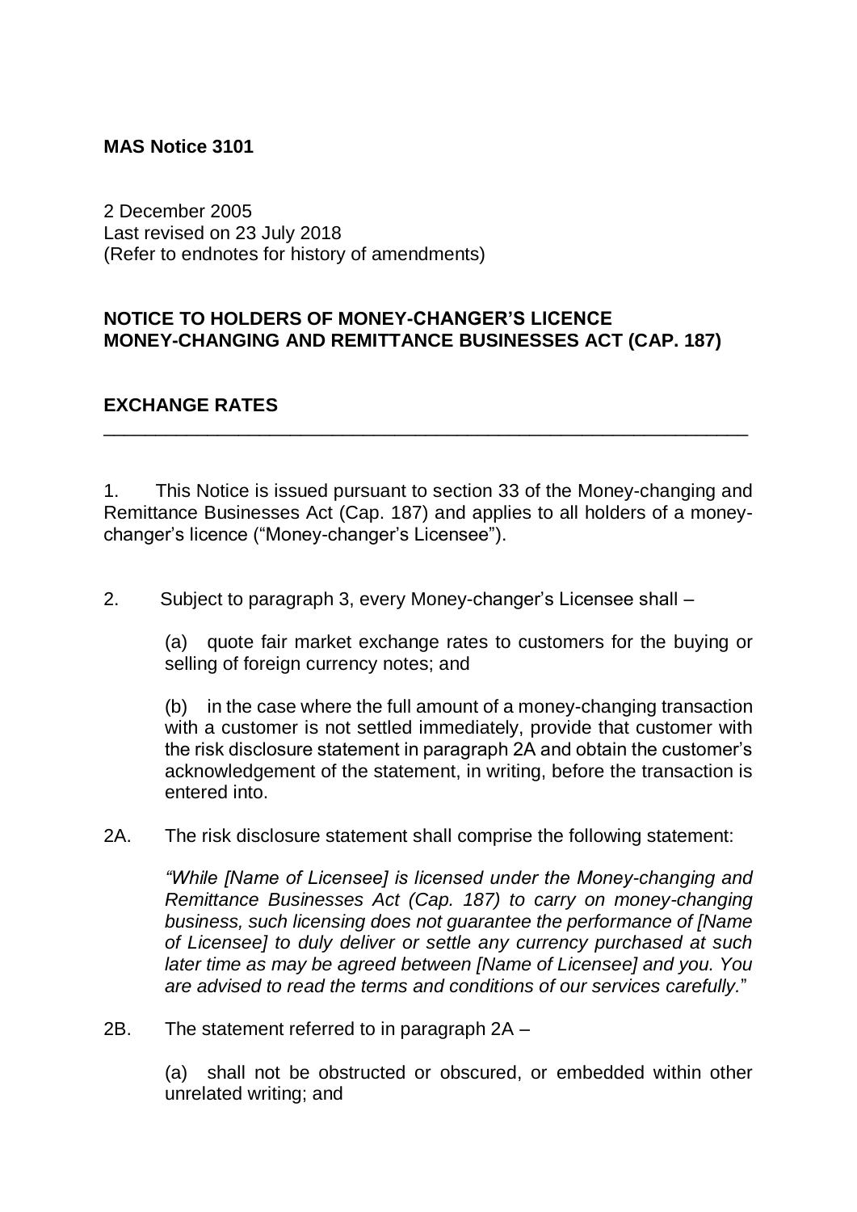**MAS Notice 3101**

2 December 2005
Last revised on 23 July 2018
(Refer to endnotes for history of amendments)

**NOTICE TO HOLDERS OF MONEY-CHANGER'S LICENCE**
**MONEY-CHANGING AND REMITTANCE BUSINESSES ACT (CAP. 187)**

**EXCHANGE RATES**

---

1. This Notice is issued pursuant to section 33 of the Money-changing and Remittance Businesses Act (Cap. 187) and applies to all holders of a money-changer's licence ("Money-changer's Licensee").

2. Subject to paragraph 3, every Money-changer's Licensee shall –

   (a) quote fair market exchange rates to customers for the buying or selling of foreign currency notes; and

   (b) in the case where the full amount of a money-changing transaction with a customer is not settled immediately, provide that customer with the risk disclosure statement in paragraph 2A and obtain the customer's acknowledgement of the statement, in writing, before the transaction is entered into.

2A. The risk disclosure statement shall comprise the following statement:

   *"While [Name of Licensee] is licensed under the Money-changing and Remittance Businesses Act (Cap. 187) to carry on money-changing business, such licensing does not guarantee the performance of [Name of Licensee] to duly deliver or settle any currency purchased at such later time as may be agreed between [Name of Licensee] and you. You are advised to read the terms and conditions of our services carefully.*"

2B. The statement referred to in paragraph 2A –

   (a) shall not be obstructed or obscured, or embedded within other unrelated writing; and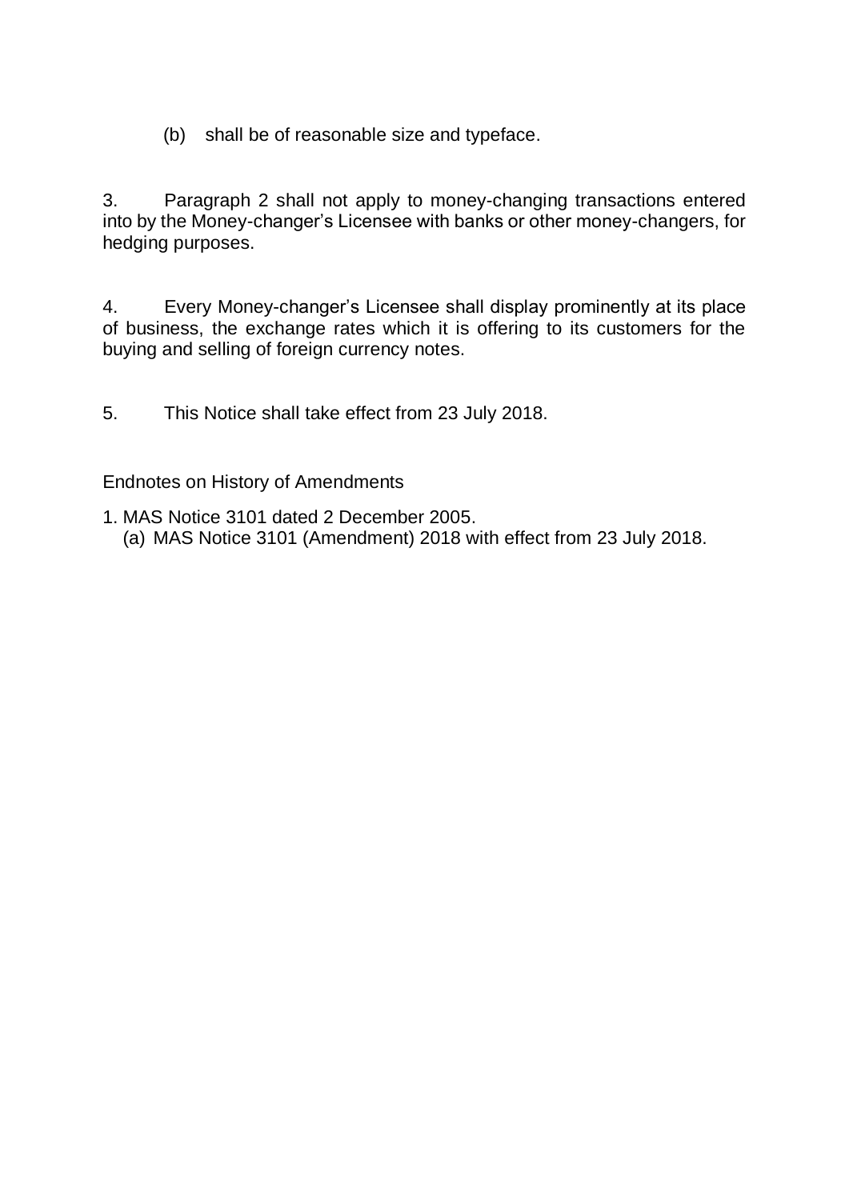(b) shall be of reasonable size and typeface.

3. Paragraph 2 shall not apply to money-changing transactions entered into by the Money-changer's Licensee with banks or other money-changers, for hedging purposes.

4. Every Money-changer's Licensee shall display prominently at its place of business, the exchange rates which it is offering to its customers for the buying and selling of foreign currency notes.

5. This Notice shall take effect from 23 July 2018.

Endnotes on History of Amendments

1. MAS Notice 3101 dated 2 December 2005.
   (a) MAS Notice 3101 (Amendment) 2018 with effect from 23 July 2018.